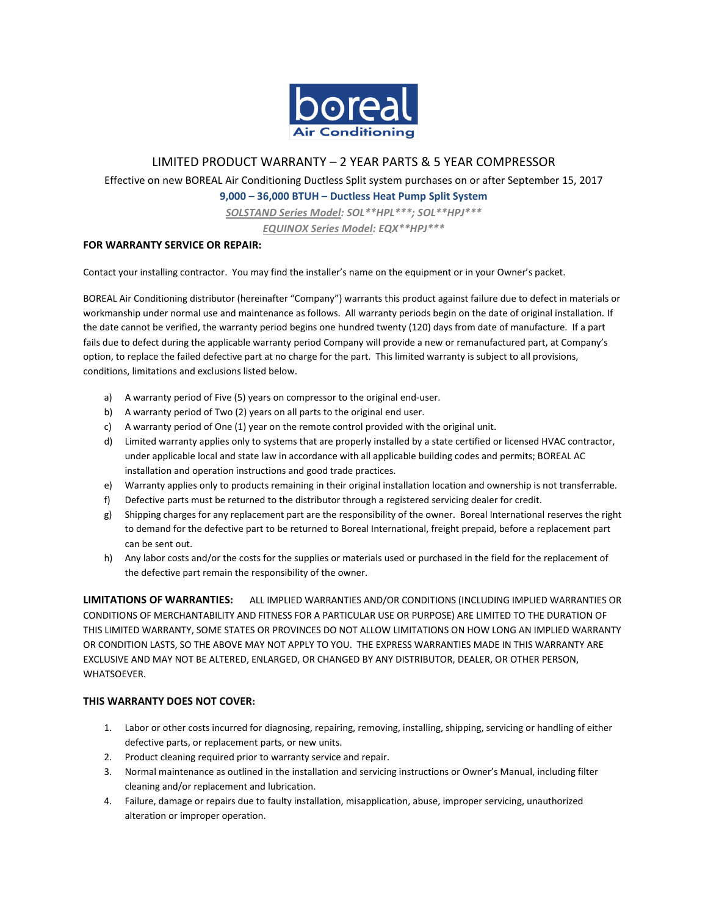boreal
Air Conditioning

# LIMITED PRODUCT WARRANTY – 2 YEAR PARTS & 5 YEAR COMPRESSOR

Effective on new BOREAL Air Conditioning Ductless Split system purchases on or after September 15, 2017

**9,000 – 36,000 BTUH – Ductless Heat Pump Split System**

*SOLSTAND Series Model: SOL**HPL***; SOL**HPJ****

*EQUINOX Series Model: EQX**HPJ****

**FOR WARRANTY SERVICE OR REPAIR:**

Contact your installing contractor. You may find the installer's name on the equipment or in your Owner's packet.

BOREAL Air Conditioning distributor (hereinafter "Company") warrants this product against failure due to defect in materials or workmanship under normal use and maintenance as follows. All warranty periods begin on the date of original installation. If the date cannot be verified, the warranty period begins one hundred twenty (120) days from date of manufacture. If a part fails due to defect during the applicable warranty period Company will provide a new or remanufactured part, at Company's option, to replace the failed defective part at no charge for the part. This limited warranty is subject to all provisions, conditions, limitations and exclusions listed below.

a) A warranty period of Five (5) years on compressor to the original end-user.
b) A warranty period of Two (2) years on all parts to the original end user.
c) A warranty period of One (1) year on the remote control provided with the original unit.
d) Limited warranty applies only to systems that are properly installed by a state certified or licensed HVAC contractor, under applicable local and state law in accordance with all applicable building codes and permits; BOREAL AC installation and operation instructions and good trade practices.
e) Warranty applies only to products remaining in their original installation location and ownership is not transferrable.
f) Defective parts must be returned to the distributor through a registered servicing dealer for credit.
g) Shipping charges for any replacement part are the responsibility of the owner. Boreal International reserves the right to demand for the defective part to be returned to Boreal International, freight prepaid, before a replacement part can be sent out.
h) Any labor costs and/or the costs for the supplies or materials used or purchased in the field for the replacement of the defective part remain the responsibility of the owner.

**LIMITATIONS OF WARRANTIES:** ALL IMPLIED WARRANTIES AND/OR CONDITIONS (INCLUDING IMPLIED WARRANTIES OR CONDITIONS OF MERCHANTABILITY AND FITNESS FOR A PARTICULAR USE OR PURPOSE) ARE LIMITED TO THE DURATION OF THIS LIMITED WARRANTY, SOME STATES OR PROVINCES DO NOT ALLOW LIMITATIONS ON HOW LONG AN IMPLIED WARRANTY OR CONDITION LASTS, SO THE ABOVE MAY NOT APPLY TO YOU. THE EXPRESS WARRANTIES MADE IN THIS WARRANTY ARE EXCLUSIVE AND MAY NOT BE ALTERED, ENLARGED, OR CHANGED BY ANY DISTRIBUTOR, DEALER, OR OTHER PERSON, WHATSOEVER.

**THIS WARRANTY DOES NOT COVER:**

1. Labor or other costs incurred for diagnosing, repairing, removing, installing, shipping, servicing or handling of either defective parts, or replacement parts, or new units.
2. Product cleaning required prior to warranty service and repair.
3. Normal maintenance as outlined in the installation and servicing instructions or Owner's Manual, including filter cleaning and/or replacement and lubrication.
4. Failure, damage or repairs due to faulty installation, misapplication, abuse, improper servicing, unauthorized alteration or improper operation.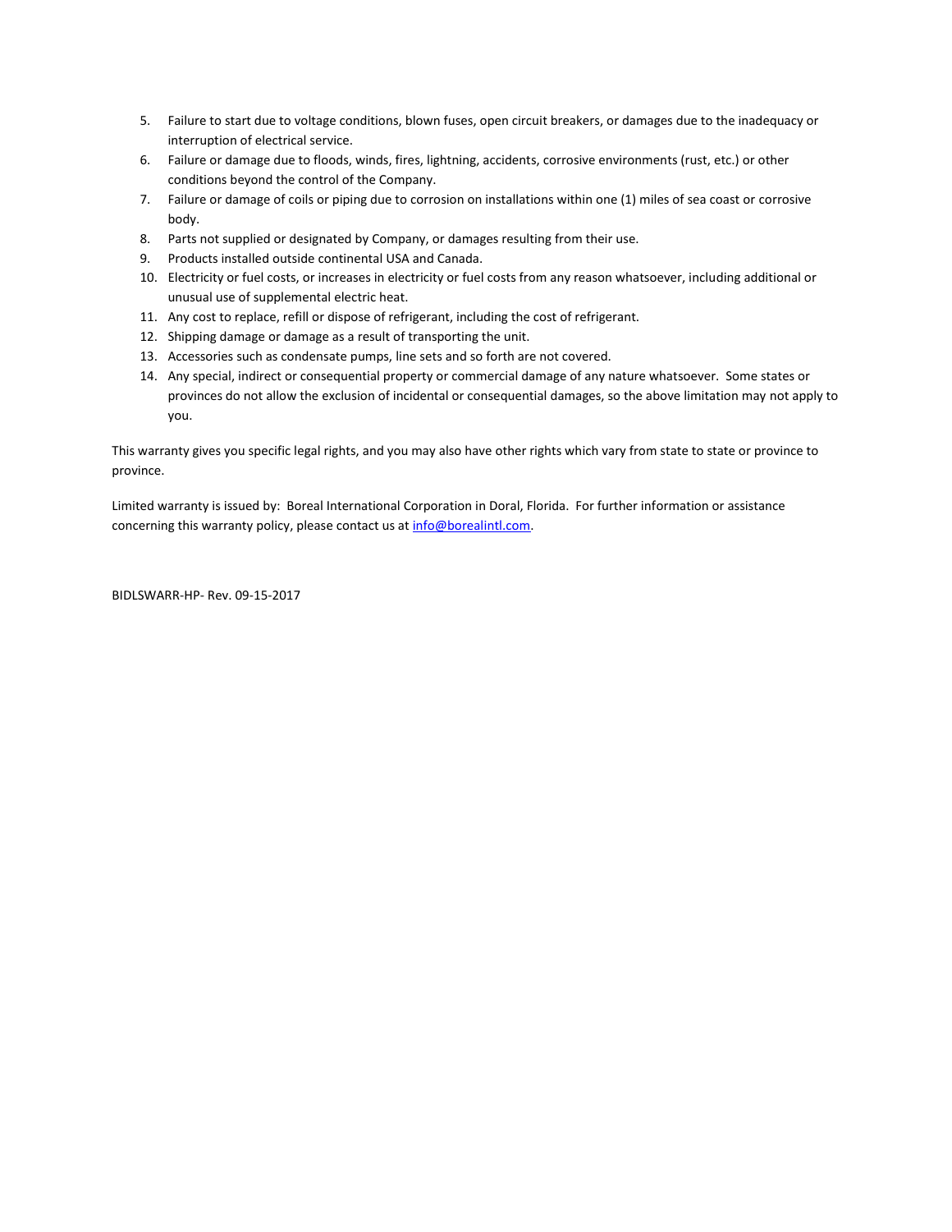5. Failure to start due to voltage conditions, blown fuses, open circuit breakers, or damages due to the inadequacy or interruption of electrical service.
6. Failure or damage due to floods, winds, fires, lightning, accidents, corrosive environments (rust, etc.) or other conditions beyond the control of the Company.
7. Failure or damage of coils or piping due to corrosion on installations within one (1) miles of sea coast or corrosive body.
8. Parts not supplied or designated by Company, or damages resulting from their use.
9. Products installed outside continental USA and Canada.
10. Electricity or fuel costs, or increases in electricity or fuel costs from any reason whatsoever, including additional or unusual use of supplemental electric heat.
11. Any cost to replace, refill or dispose of refrigerant, including the cost of refrigerant.
12. Shipping damage or damage as a result of transporting the unit.
13. Accessories such as condensate pumps, line sets and so forth are not covered.
14. Any special, indirect or consequential property or commercial damage of any nature whatsoever. Some states or provinces do not allow the exclusion of incidental or consequential damages, so the above limitation may not apply to you.

This warranty gives you specific legal rights, and you may also have other rights which vary from state to state or province to province.

Limited warranty is issued by: Boreal International Corporation in Doral, Florida. For further information or assistance concerning this warranty policy, please contact us at [info@borealintl.com](mailto:info@borealintl.com).

BIDLSWARR-HP- Rev. 09-15-2017